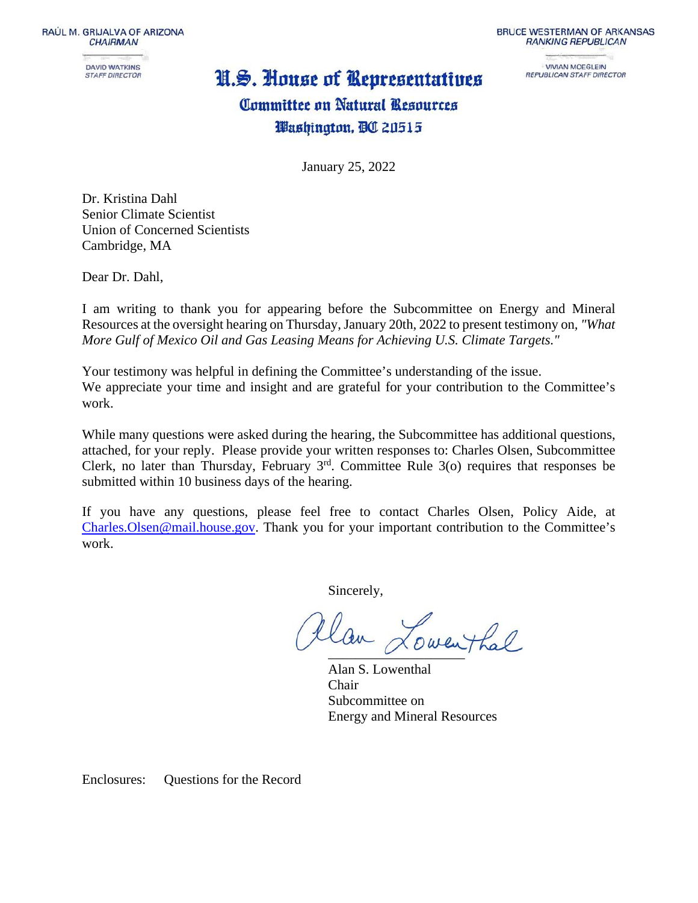RAÚL M. GRIJALVA OF ARIZONA
*CHAIRMAN*

DAVID WATKINS
*STAFF DIRECTOR*

BRUCE WESTERMAN OF ARKANSAS
*RANKING REPUBLICAN*

VIVIAN MOEGLEIN
*REPUBLICAN STAFF DIRECTOR*

# U.S. House of Representatives

## Committee on Natural Resources

### Washington, DC 20515

January 25, 2022

Dr. Kristina Dahl
Senior Climate Scientist
Union of Concerned Scientists
Cambridge, MA

Dear Dr. Dahl,

I am writing to thank you for appearing before the Subcommittee on Energy and Mineral Resources at the oversight hearing on Thursday, January 20th, 2022 to present testimony on, *"What More Gulf of Mexico Oil and Gas Leasing Means for Achieving U.S. Climate Targets."*

Your testimony was helpful in defining the Committee's understanding of the issue.
We appreciate your time and insight and are grateful for your contribution to the Committee's work.

While many questions were asked during the hearing, the Subcommittee has additional questions, attached, for your reply. Please provide your written responses to: Charles Olsen, Subcommittee Clerk, no later than Thursday, February 3rd. Committee Rule 3(o) requires that responses be submitted within 10 business days of the hearing.

If you have any questions, please feel free to contact Charles Olsen, Policy Aide, at Charles.Olsen@mail.house.gov. Thank you for your important contribution to the Committee's work.

Sincerely,

Alan Lowenthal

Alan S. Lowenthal
Chair
Subcommittee on
Energy and Mineral Resources

Enclosures: Questions for the Record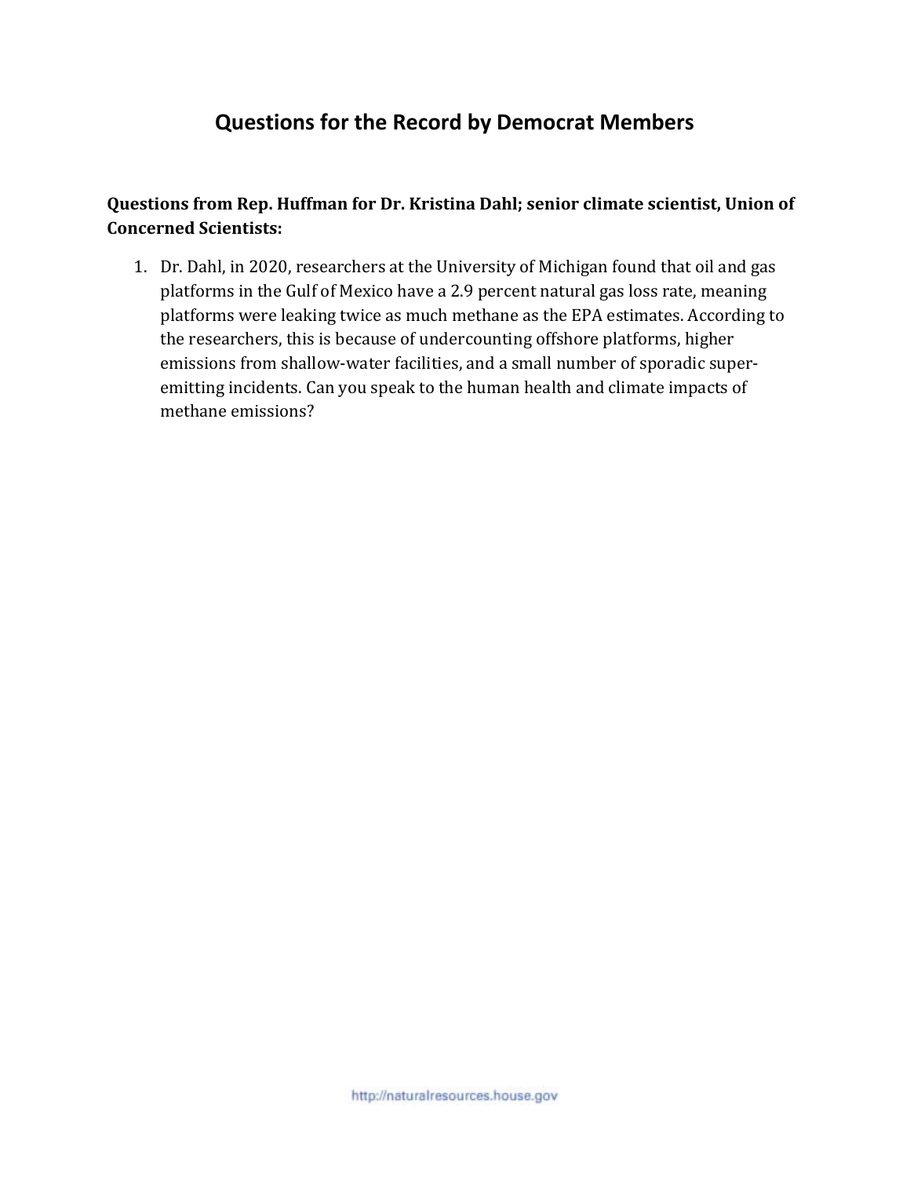# Questions for the Record by Democrat Members

**Questions from Rep. Huffman for Dr. Kristina Dahl; senior climate scientist, Union of Concerned Scientists:**

1. Dr. Dahl, in 2020, researchers at the University of Michigan found that oil and gas platforms in the Gulf of Mexico have a 2.9 percent natural gas loss rate, meaning platforms were leaking twice as much methane as the EPA estimates. According to the researchers, this is because of undercounting offshore platforms, higher emissions from shallow-water facilities, and a small number of sporadic super-emitting incidents. Can you speak to the human health and climate impacts of methane emissions?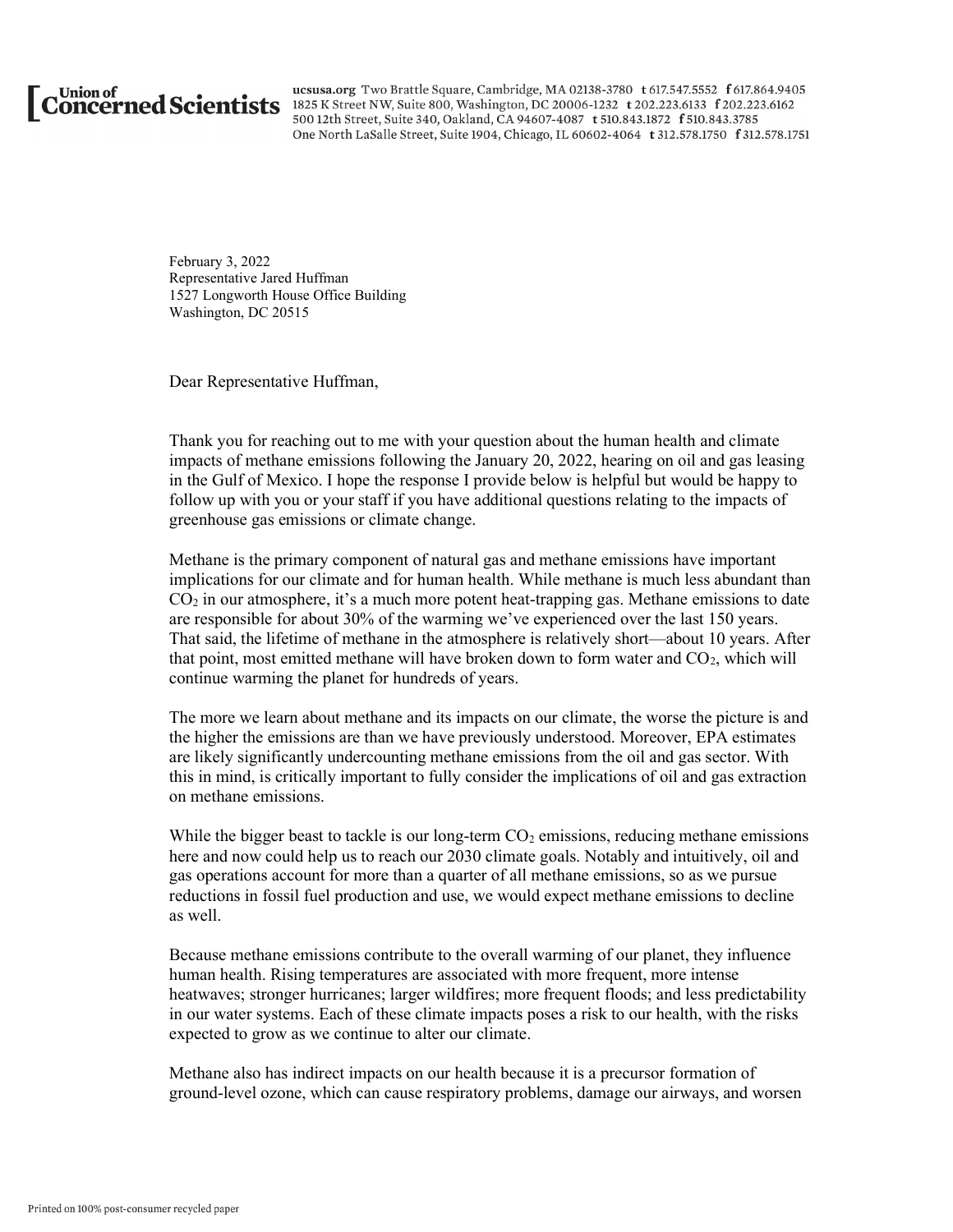**Union of Concerned Scientists**

ucsusa.org Two Brattle Square, Cambridge, MA 02138-3780 t 617.547.5552 f 617.864.9405
1825 K Street NW, Suite 800, Washington, DC 20006-1232 t 202.223.6133 f 202.223.6162
500 12th Street, Suite 340, Oakland, CA 94607-4087 t 510.843.1872 f 510.843.3785
One North LaSalle Street, Suite 1904, Chicago, IL 60602-4064 t 312.578.1750 f 312.578.1751

February 3, 2022
Representative Jared Huffman
1527 Longworth House Office Building
Washington, DC 20515

Dear Representative Huffman,

Thank you for reaching out to me with your question about the human health and climate impacts of methane emissions following the January 20, 2022, hearing on oil and gas leasing in the Gulf of Mexico. I hope the response I provide below is helpful but would be happy to follow up with you or your staff if you have additional questions relating to the impacts of greenhouse gas emissions or climate change.

Methane is the primary component of natural gas and methane emissions have important implications for our climate and for human health. While methane is much less abundant than $CO_2$ in our atmosphere, it's a much more potent heat-trapping gas. Methane emissions to date are responsible for about 30% of the warming we've experienced over the last 150 years. That said, the lifetime of methane in the atmosphere is relatively short—about 10 years. After that point, most emitted methane will have broken down to form water and $CO_2$, which will continue warming the planet for hundreds of years.

The more we learn about methane and its impacts on our climate, the worse the picture is and the higher the emissions are than we have previously understood. Moreover, EPA estimates are likely significantly undercounting methane emissions from the oil and gas sector. With this in mind, is critically important to fully consider the implications of oil and gas extraction on methane emissions.

While the bigger beast to tackle is our long-term $CO_2$ emissions, reducing methane emissions here and now could help us to reach our 2030 climate goals. Notably and intuitively, oil and gas operations account for more than a quarter of all methane emissions, so as we pursue reductions in fossil fuel production and use, we would expect methane emissions to decline as well.

Because methane emissions contribute to the overall warming of our planet, they influence human health. Rising temperatures are associated with more frequent, more intense heatwaves; stronger hurricanes; larger wildfires; more frequent floods; and less predictability in our water systems. Each of these climate impacts poses a risk to our health, with the risks expected to grow as we continue to alter our climate.

Methane also has indirect impacts on our health because it is a precursor formation of ground-level ozone, which can cause respiratory problems, damage our airways, and worsen

Printed on 100% post-consumer recycled paper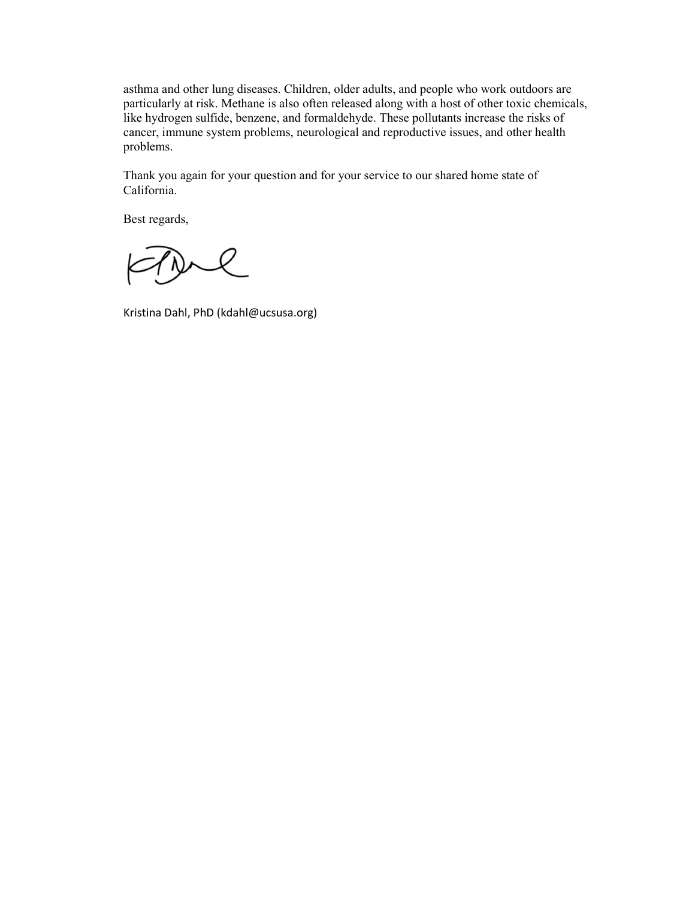asthma and other lung diseases. Children, older adults, and people who work outdoors are particularly at risk. Methane is also often released along with a host of other toxic chemicals, like hydrogen sulfide, benzene, and formaldehyde. These pollutants increase the risks of cancer, immune system problems, neurological and reproductive issues, and other health problems.

Thank you again for your question and for your service to our shared home state of California.

Best regards,

Kristina Dahl, PhD (kdahl@ucsusa.org)